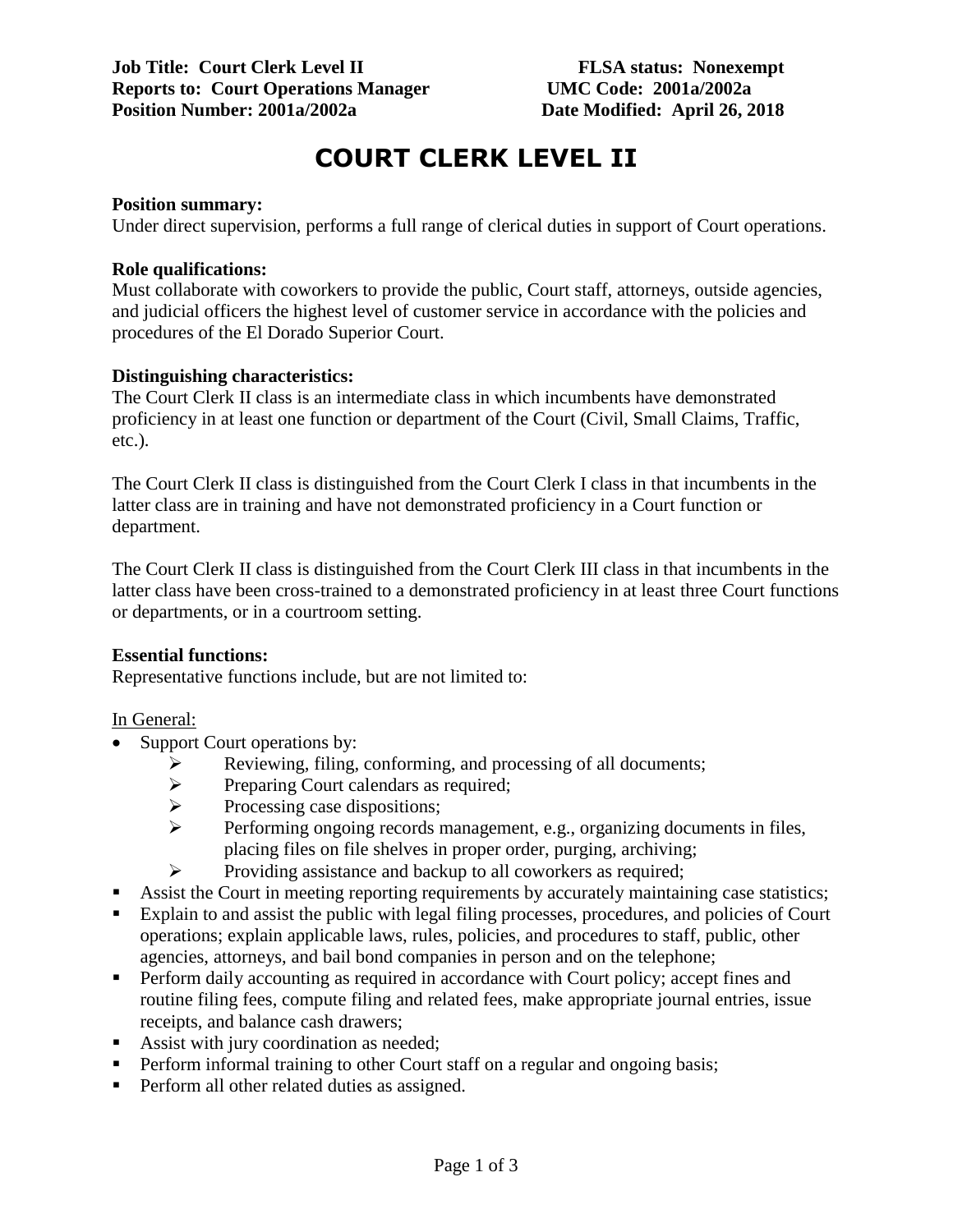**Job Title: Court Clerk Level II** **FLSA status: Nonexempt**
**Reports to: Court Operations Manager** **UMC Code: 2001a/2002a**
**Position Number: 2001a/2002a** **Date Modified: April 26, 2018**

# COURT CLERK LEVEL II

**Position summary:**
Under direct supervision, performs a full range of clerical duties in support of Court operations.

**Role qualifications:**
Must collaborate with coworkers to provide the public, Court staff, attorneys, outside agencies, and judicial officers the highest level of customer service in accordance with the policies and procedures of the El Dorado Superior Court.

**Distinguishing characteristics:**
The Court Clerk II class is an intermediate class in which incumbents have demonstrated proficiency in at least one function or department of the Court (Civil, Small Claims, Traffic, etc.).

The Court Clerk II class is distinguished from the Court Clerk I class in that incumbents in the latter class are in training and have not demonstrated proficiency in a Court function or department.

The Court Clerk II class is distinguished from the Court Clerk III class in that incumbents in the latter class have been cross-trained to a demonstrated proficiency in at least three Court functions or departments, or in a courtroom setting.

**Essential functions:**
Representative functions include, but are not limited to:

In General:

- Support Court operations by:
  - Reviewing, filing, conforming, and processing of all documents;
  - Preparing Court calendars as required;
  - Processing case dispositions;
  - Performing ongoing records management, e.g., organizing documents in files, placing files on file shelves in proper order, purging, archiving;
  - Providing assistance and backup to all coworkers as required;
- Assist the Court in meeting reporting requirements by accurately maintaining case statistics;
- Explain to and assist the public with legal filing processes, procedures, and policies of Court operations; explain applicable laws, rules, policies, and procedures to staff, public, other agencies, attorneys, and bail bond companies in person and on the telephone;
- Perform daily accounting as required in accordance with Court policy; accept fines and routine filing fees, compute filing and related fees, make appropriate journal entries, issue receipts, and balance cash drawers;
- Assist with jury coordination as needed;
- Perform informal training to other Court staff on a regular and ongoing basis;
- Perform all other related duties as assigned.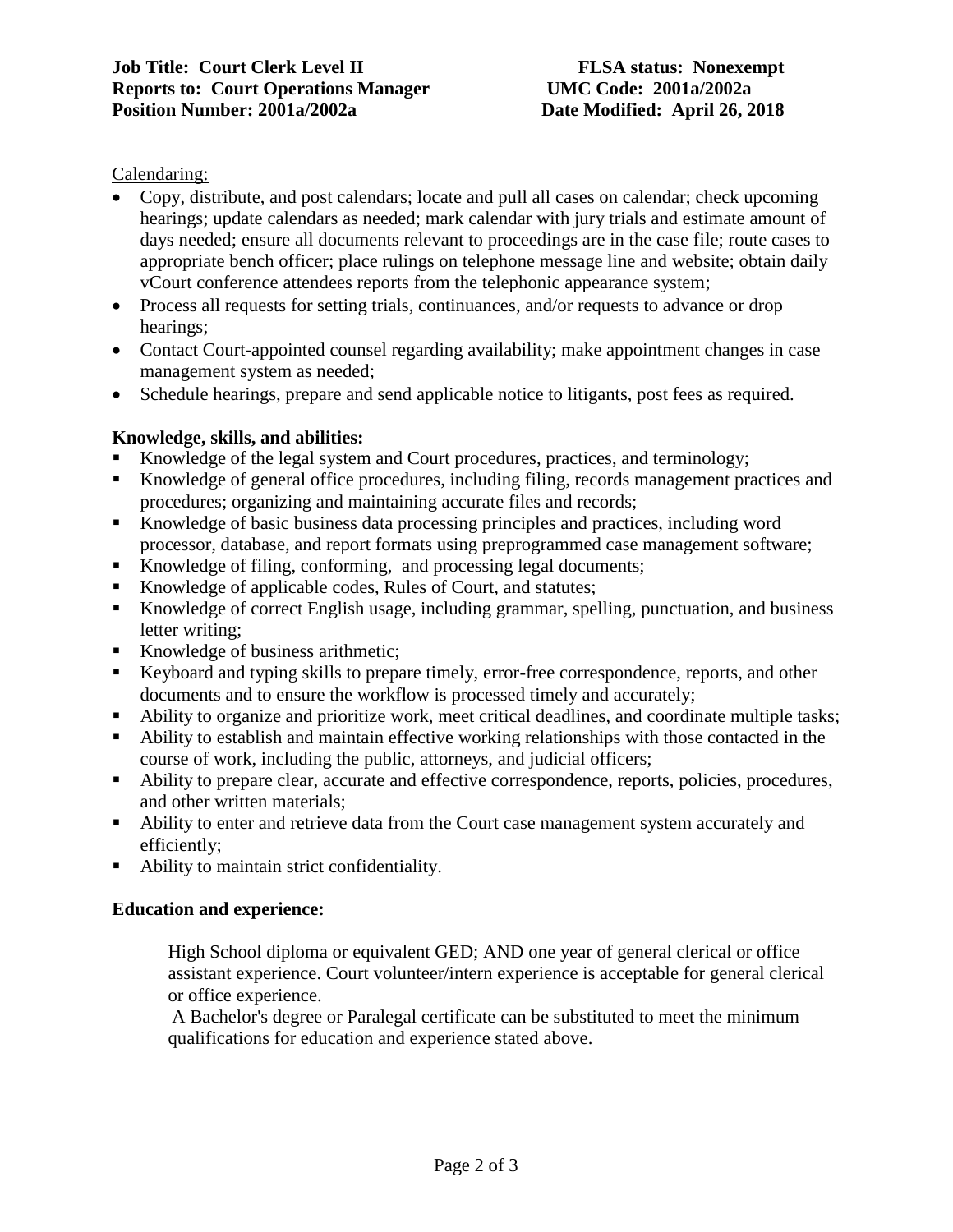Calendaring:

- Copy, distribute, and post calendars; locate and pull all cases on calendar; check upcoming hearings; update calendars as needed; mark calendar with jury trials and estimate amount of days needed; ensure all documents relevant to proceedings are in the case file; route cases to appropriate bench officer; place rulings on telephone message line and website; obtain daily vCourt conference attendees reports from the telephonic appearance system;
- Process all requests for setting trials, continuances, and/or requests to advance or drop hearings;
- Contact Court-appointed counsel regarding availability; make appointment changes in case management system as needed;
- Schedule hearings, prepare and send applicable notice to litigants, post fees as required.

**Knowledge, skills, and abilities:**

- Knowledge of the legal system and Court procedures, practices, and terminology;
- Knowledge of general office procedures, including filing, records management practices and procedures; organizing and maintaining accurate files and records;
- Knowledge of basic business data processing principles and practices, including word processor, database, and report formats using preprogrammed case management software;
- Knowledge of filing, conforming, and processing legal documents;
- Knowledge of applicable codes, Rules of Court, and statutes;
- Knowledge of correct English usage, including grammar, spelling, punctuation, and business letter writing;
- Knowledge of business arithmetic;
- Keyboard and typing skills to prepare timely, error-free correspondence, reports, and other documents and to ensure the workflow is processed timely and accurately;
- Ability to organize and prioritize work, meet critical deadlines, and coordinate multiple tasks;
- Ability to establish and maintain effective working relationships with those contacted in the course of work, including the public, attorneys, and judicial officers;
- Ability to prepare clear, accurate and effective correspondence, reports, policies, procedures, and other written materials;
- Ability to enter and retrieve data from the Court case management system accurately and efficiently;
- Ability to maintain strict confidentiality.

**Education and experience:**

High School diploma or equivalent GED; AND one year of general clerical or office assistant experience. Court volunteer/intern experience is acceptable for general clerical or office experience.

A Bachelor's degree or Paralegal certificate can be substituted to meet the minimum qualifications for education and experience stated above.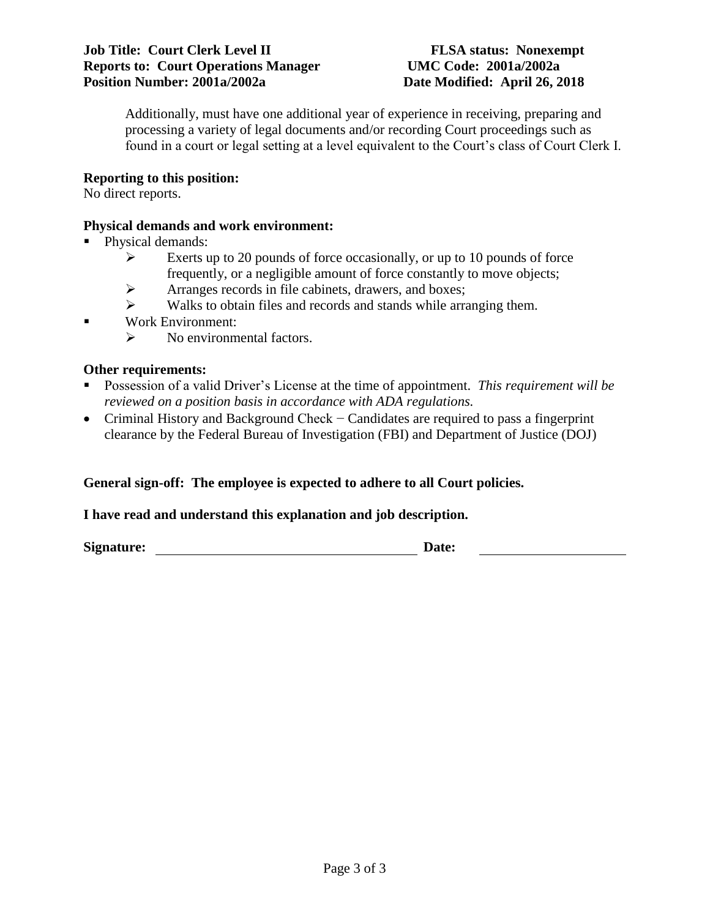Additionally, must have one additional year of experience in receiving, preparing and processing a variety of legal documents and/or recording Court proceedings such as found in a court or legal setting at a level equivalent to the Court's class of Court Clerk I.

**Reporting to this position:**

No direct reports.

**Physical demands and work environment:**

- Physical demands:
  - Exerts up to 20 pounds of force occasionally, or up to 10 pounds of force frequently, or a negligible amount of force constantly to move objects;
  - Arranges records in file cabinets, drawers, and boxes;
  - Walks to obtain files and records and stands while arranging them.
- Work Environment:
  - No environmental factors.

**Other requirements:**

- Possession of a valid Driver's License at the time of appointment. *This requirement will be reviewed on a position basis in accordance with ADA regulations.*
- Criminal History and Background Check − Candidates are required to pass a fingerprint clearance by the Federal Bureau of Investigation (FBI) and Department of Justice (DOJ)

**General sign-off: The employee is expected to adhere to all Court policies.**

**I have read and understand this explanation and job description.**

**Signature:** ______________________________ **Date:** ____________________